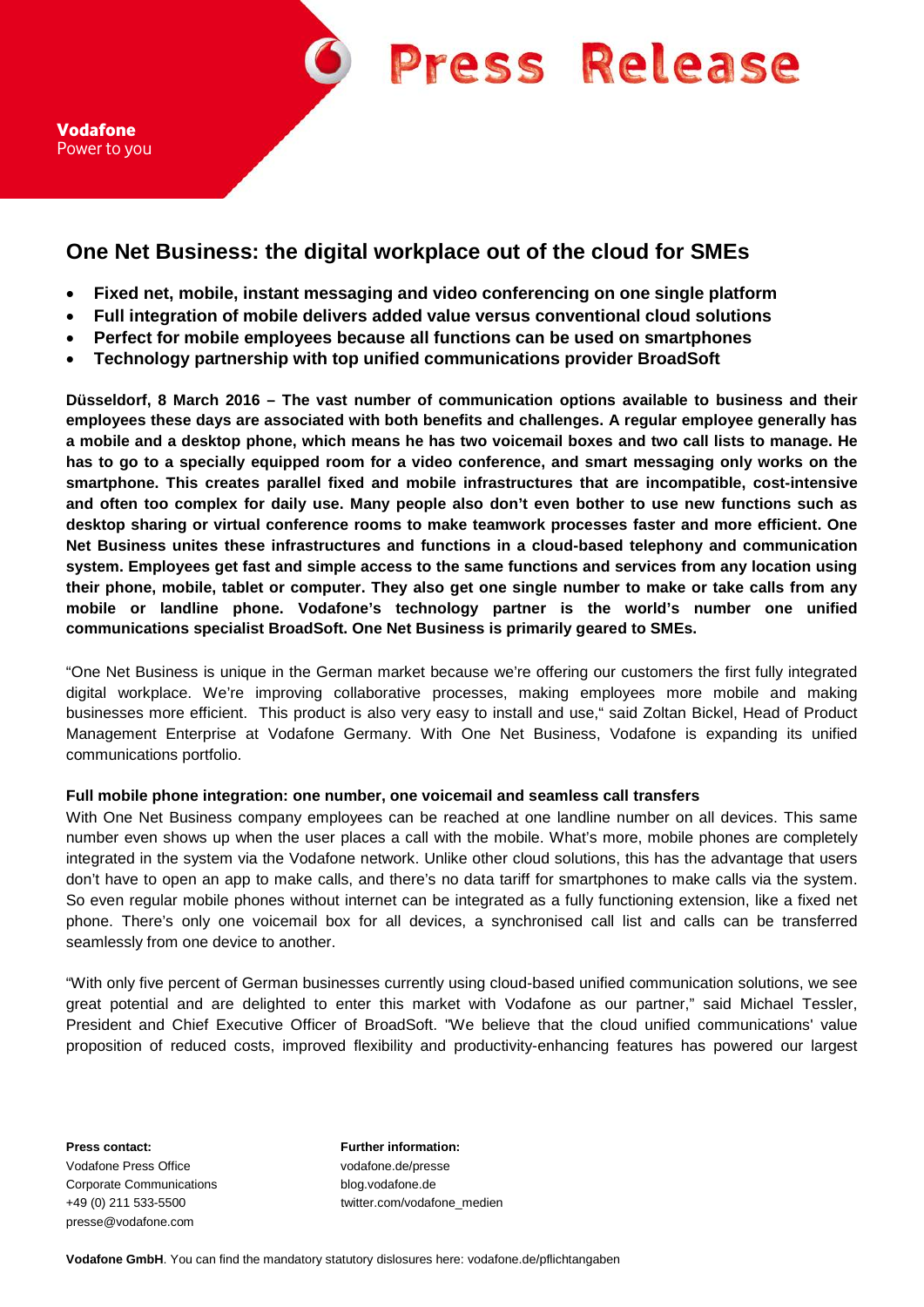Vodafone
Power to you

# Press Release

## One Net Business: the digital workplace out of the cloud for SMEs

- **Fixed net, mobile, instant messaging and video conferencing on one single platform**
- **Full integration of mobile delivers added value versus conventional cloud solutions**
- **Perfect for mobile employees because all functions can be used on smartphones**
- **Technology partnership with top unified communications provider BroadSoft**

**Düsseldorf, 8 March 2016 – The vast number of communication options available to business and their employees these days are associated with both benefits and challenges. A regular employee generally has a mobile and a desktop phone, which means he has two voicemail boxes and two call lists to manage. He has to go to a specially equipped room for a video conference, and smart messaging only works on the smartphone. This creates parallel fixed and mobile infrastructures that are incompatible, cost-intensive and often too complex for daily use. Many people also don't even bother to use new functions such as desktop sharing or virtual conference rooms to make teamwork processes faster and more efficient. One Net Business unites these infrastructures and functions in a cloud-based telephony and communication system. Employees get fast and simple access to the same functions and services from any location using their phone, mobile, tablet or computer. They also get one single number to make or take calls from any mobile or landline phone. Vodafone's technology partner is the world's number one unified communications specialist BroadSoft. One Net Business is primarily geared to SMEs.**

"One Net Business is unique in the German market because we're offering our customers the first fully integrated digital workplace. We're improving collaborative processes, making employees more mobile and making businesses more efficient. This product is also very easy to install and use," said Zoltan Bickel, Head of Product Management Enterprise at Vodafone Germany. With One Net Business, Vodafone is expanding its unified communications portfolio.

**Full mobile phone integration: one number, one voicemail and seamless call transfers**

With One Net Business company employees can be reached at one landline number on all devices. This same number even shows up when the user places a call with the mobile. What's more, mobile phones are completely integrated in the system via the Vodafone network. Unlike other cloud solutions, this has the advantage that users don't have to open an app to make calls, and there's no data tariff for smartphones to make calls via the system. So even regular mobile phones without internet can be integrated as a fully functioning extension, like a fixed net phone. There's only one voicemail box for all devices, a synchronised call list and calls can be transferred seamlessly from one device to another.

"With only five percent of German businesses currently using cloud-based unified communication solutions, we see great potential and are delighted to enter this market with Vodafone as our partner," said Michael Tessler, President and Chief Executive Officer of BroadSoft. "We believe that the cloud unified communications' value proposition of reduced costs, improved flexibility and productivity-enhancing features has powered our largest

**Press contact:**
Vodafone Press Office
Corporate Communications
+49 (0) 211 533-5500
presse@vodafone.com

**Further information:**
vodafone.de/presse
blog.vodafone.de
twitter.com/vodafone_medien

**Vodafone GmbH**. You can find the mandatory statutory dislosures here: vodafone.de/pflichtangaben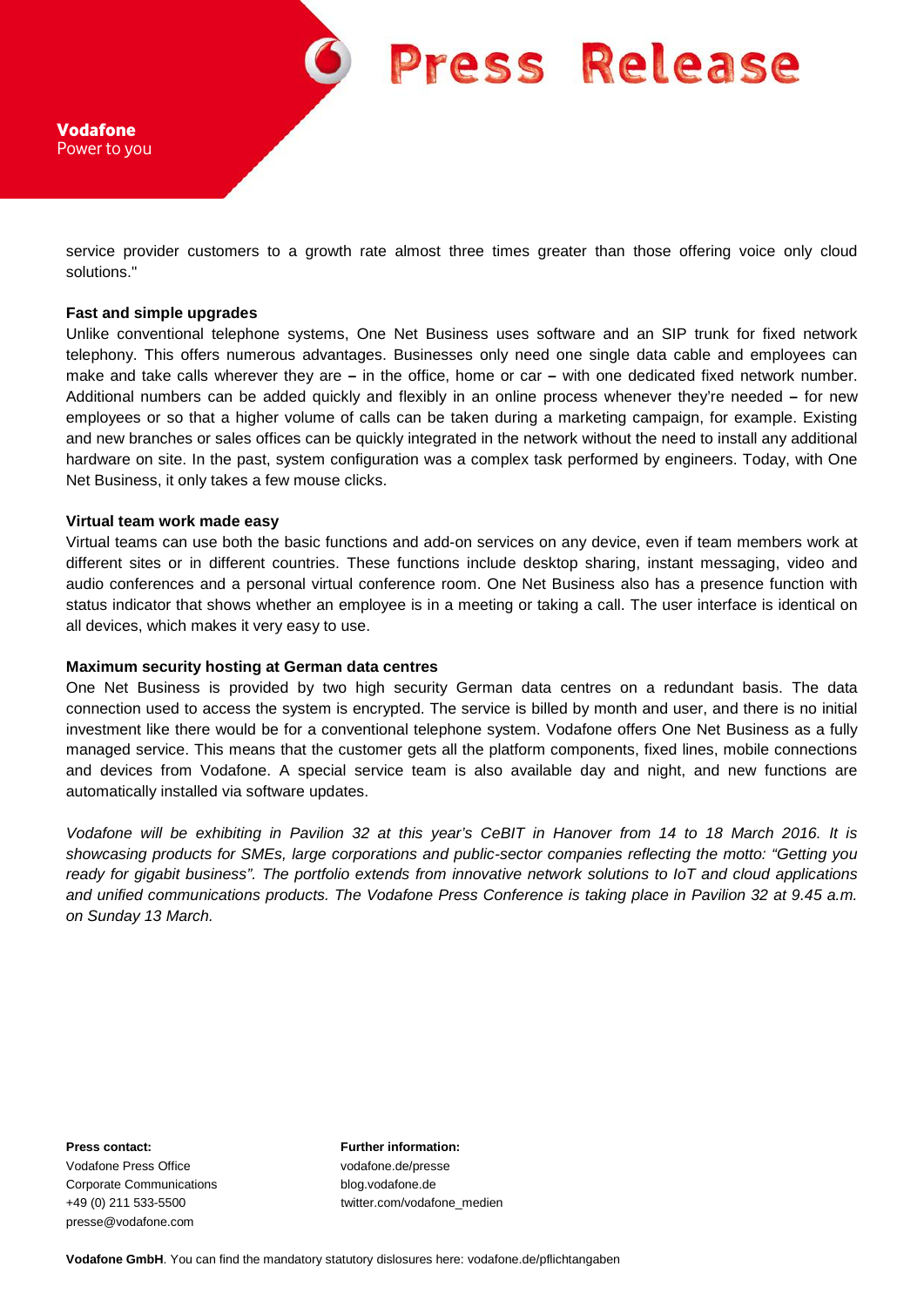service provider customers to a growth rate almost three times greater than those offering voice only cloud solutions."

**Fast and simple upgrades**

Unlike conventional telephone systems, One Net Business uses software and an SIP trunk for fixed network telephony. This offers numerous advantages. Businesses only need one single data cable and employees can make and take calls wherever they are **–** in the office, home or car **–** with one dedicated fixed network number. Additional numbers can be added quickly and flexibly in an online process whenever they're needed **–** for new employees or so that a higher volume of calls can be taken during a marketing campaign, for example. Existing and new branches or sales offices can be quickly integrated in the network without the need to install any additional hardware on site. In the past, system configuration was a complex task performed by engineers. Today, with One Net Business, it only takes a few mouse clicks.

**Virtual team work made easy**

Virtual teams can use both the basic functions and add-on services on any device, even if team members work at different sites or in different countries. These functions include desktop sharing, instant messaging, video and audio conferences and a personal virtual conference room. One Net Business also has a presence function with status indicator that shows whether an employee is in a meeting or taking a call. The user interface is identical on all devices, which makes it very easy to use.

**Maximum security hosting at German data centres**

One Net Business is provided by two high security German data centres on a redundant basis. The data connection used to access the system is encrypted. The service is billed by month and user, and there is no initial investment like there would be for a conventional telephone system. Vodafone offers One Net Business as a fully managed service. This means that the customer gets all the platform components, fixed lines, mobile connections and devices from Vodafone. A special service team is also available day and night, and new functions are automatically installed via software updates.

*Vodafone will be exhibiting in Pavilion 32 at this year's CeBIT in Hanover from 14 to 18 March 2016. It is showcasing products for SMEs, large corporations and public-sector companies reflecting the motto: "Getting you ready for gigabit business". The portfolio extends from innovative network solutions to IoT and cloud applications and unified communications products. The Vodafone Press Conference is taking place in Pavilion 32 at 9.45 a.m. on Sunday 13 March.*

**Press contact:**
Vodafone Press Office
Corporate Communications
+49 (0) 211 533-5500
presse@vodafone.com

**Further information:**
vodafone.de/presse
blog.vodafone.de
twitter.com/vodafone_medien

**Vodafone GmbH**. You can find the mandatory statutory dislosures here: vodafone.de/pflichtangaben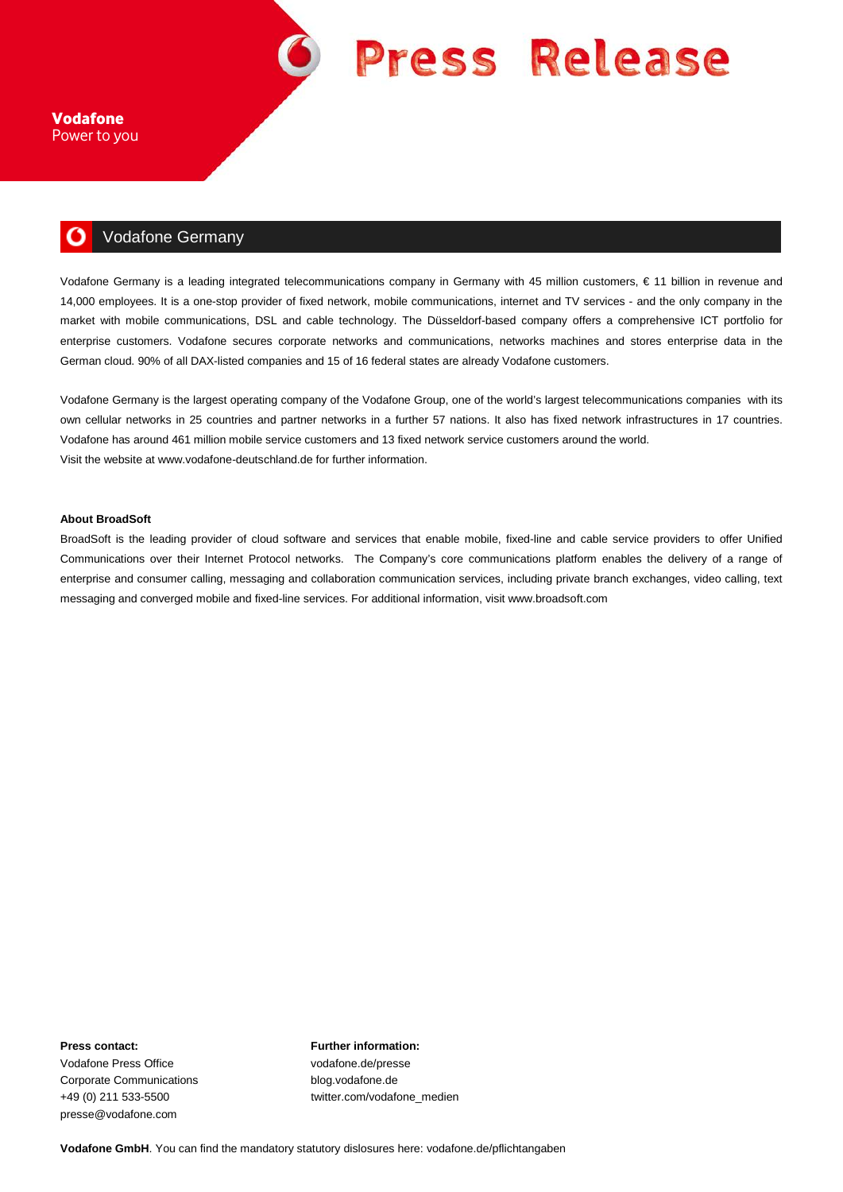## Vodafone Germany

Vodafone Germany is a leading integrated telecommunications company in Germany with 45 million customers, € 11 billion in revenue and 14,000 employees. It is a one-stop provider of fixed network, mobile communications, internet and TV services - and the only company in the market with mobile communications, DSL and cable technology. The Düsseldorf-based company offers a comprehensive ICT portfolio for enterprise customers. Vodafone secures corporate networks and communications, networks machines and stores enterprise data in the German cloud. 90% of all DAX-listed companies and 15 of 16 federal states are already Vodafone customers.

Vodafone Germany is the largest operating company of the Vodafone Group, one of the world's largest telecommunications companies with its own cellular networks in 25 countries and partner networks in a further 57 nations. It also has fixed network infrastructures in 17 countries. Vodafone has around 461 million mobile service customers and 13 fixed network service customers around the world.
Visit the website at www.vodafone-deutschland.de for further information.

**About BroadSoft**

BroadSoft is the leading provider of cloud software and services that enable mobile, fixed-line and cable service providers to offer Unified Communications over their Internet Protocol networks. The Company's core communications platform enables the delivery of a range of enterprise and consumer calling, messaging and collaboration communication services, including private branch exchanges, video calling, text messaging and converged mobile and fixed-line services. For additional information, visit www.broadsoft.com

**Press contact:**
Vodafone Press Office
Corporate Communications
+49 (0) 211 533-5500
presse@vodafone.com

**Further information:**
vodafone.de/presse
blog.vodafone.de
twitter.com/vodafone_medien

**Vodafone GmbH**. You can find the mandatory statutory dislosures here: vodafone.de/pflichtangaben